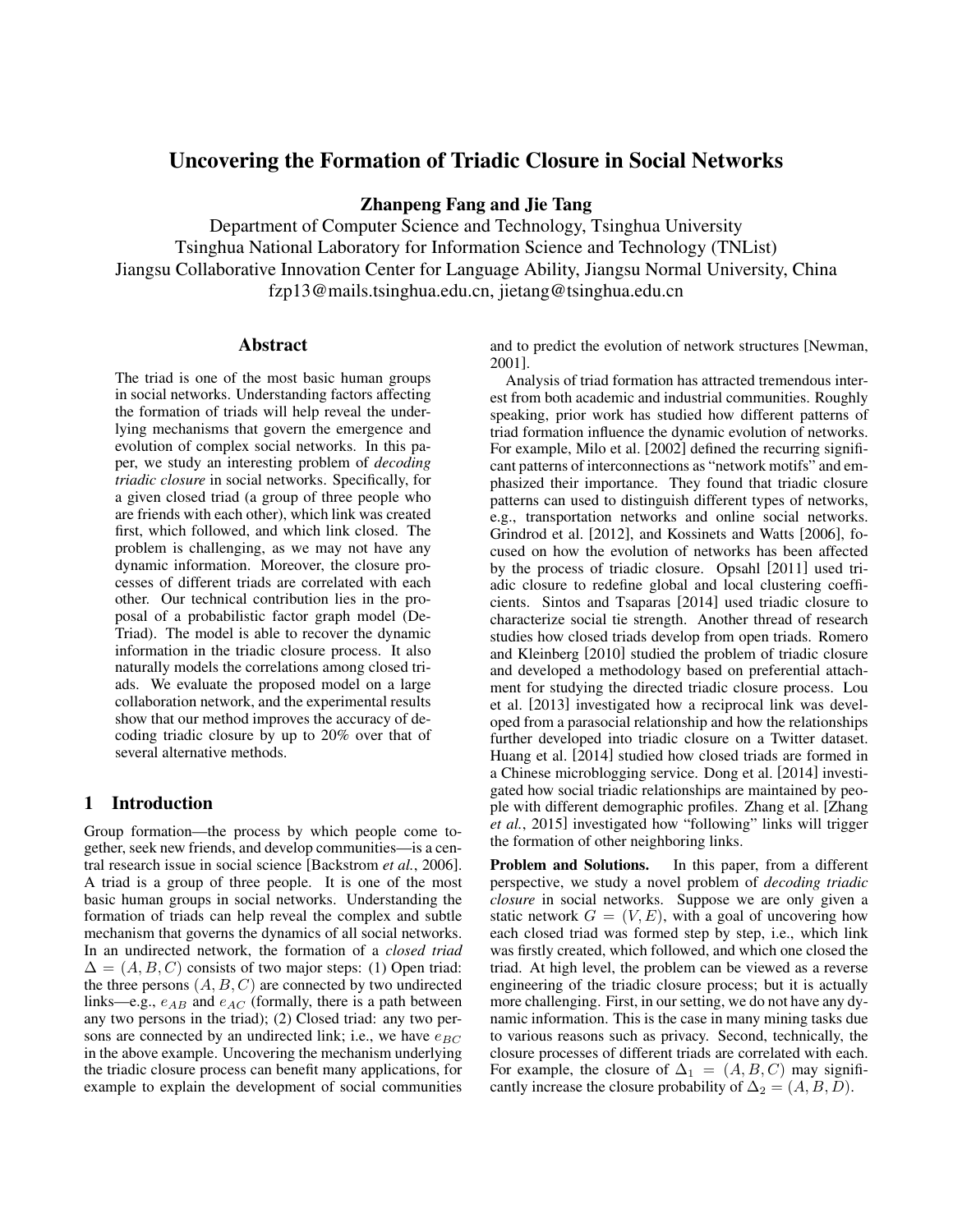// Uncovering the Formation of Triadic Closure in Social Networks

**Zhanpeng Fang and Jie Tang**

Department of Computer Science and Technology, Tsinghua University
Tsinghua National Laboratory for Information Science and Technology (TNList)
Jiangsu Collaborative Innovation Center for Language Ability, Jiangsu Normal University, China
fzp13@mails.tsinghua.edu.cn, jietang@tsinghua.edu.cn

## Abstract

The triad is one of the most basic human groups in social networks. Understanding factors affecting the formation of triads will help reveal the underlying mechanisms that govern the emergence and evolution of complex social networks. In this paper, we study an interesting problem of *decoding triadic closure* in social networks. Specifically, for a given closed triad (a group of three people who are friends with each other), which link was created first, which followed, and which link closed. The problem is challenging, as we may not have any dynamic information. Moreover, the closure processes of different triads are correlated with each other. Our technical contribution lies in the proposal of a probabilistic factor graph model (DeTriad). The model is able to recover the dynamic information in the triadic closure process. It also naturally models the correlations among closed triads. We evaluate the proposed model on a large collaboration network, and the experimental results show that our method improves the accuracy of decoding triadic closure by up to 20% over that of several alternative methods.

## 1 Introduction

Group formation—the process by which people come together, seek new friends, and develop communities—is a central research issue in social science [Backstrom *et al.*, 2006]. A triad is a group of three people. It is one of the most basic human groups in social networks. Understanding the formation of triads can help reveal the complex and subtle mechanism that governs the dynamics of all social networks. In an undirected network, the formation of a *closed triad* $\Delta = (A, B, C)$ consists of two major steps: (1) Open triad: the three persons $(A, B, C)$ are connected by two undirected links—e.g., $e_{AB}$ and $e_{AC}$ (formally, there is a path between any two persons in the triad); (2) Closed triad: any two persons are connected by an undirected link; i.e., we have $e_{BC}$ in the above example. Uncovering the mechanism underlying the triadic closure process can benefit many applications, for example to explain the development of social communities and to predict the evolution of network structures [Newman, 2001].

Analysis of triad formation has attracted tremendous interest from both academic and industrial communities. Roughly speaking, prior work has studied how different patterns of triad formation influence the dynamic evolution of networks. For example, Milo et al. [2002] defined the recurring significant patterns of interconnections as "network motifs" and emphasized their importance. They found that triadic closure patterns can used to distinguish different types of networks, e.g., transportation networks and online social networks. Grindrod et al. [2012], and Kossinets and Watts [2006], focused on how the evolution of networks has been affected by the process of triadic closure. Opsahl [2011] used triadic closure to redefine global and local clustering coefficients. Sintos and Tsaparas [2014] used triadic closure to characterize social tie strength. Another thread of research studies how closed triads develop from open triads. Romero and Kleinberg [2010] studied the problem of triadic closure and developed a methodology based on preferential attachment for studying the directed triadic closure process. Lou et al. [2013] investigated how a reciprocal link was developed from a parasocial relationship and how the relationships further developed into triadic closure on a Twitter dataset. Huang et al. [2014] studied how closed triads are formed in a Chinese microblogging service. Dong et al. [2014] investigated how social triadic relationships are maintained by people with different demographic profiles. Zhang et al. [Zhang *et al.*, 2015] investigated how "following" links will trigger the formation of other neighboring links.

**Problem and Solutions.** In this paper, from a different perspective, we study a novel problem of *decoding triadic closure* in social networks. Suppose we are only given a static network $G = (V, E)$, with a goal of uncovering how each closed triad was formed step by step, i.e., which link was firstly created, which followed, and which one closed the triad. At high level, the problem can be viewed as a reverse engineering of the triadic closure process; but it is actually more challenging. First, in our setting, we do not have any dynamic information. This is the case in many mining tasks due to various reasons such as privacy. Second, technically, the closure processes of different triads are correlated with each. For example, the closure of $\Delta_1 = (A, B, C)$ may significantly increase the closure probability of $\Delta_2 = (A, B, D)$.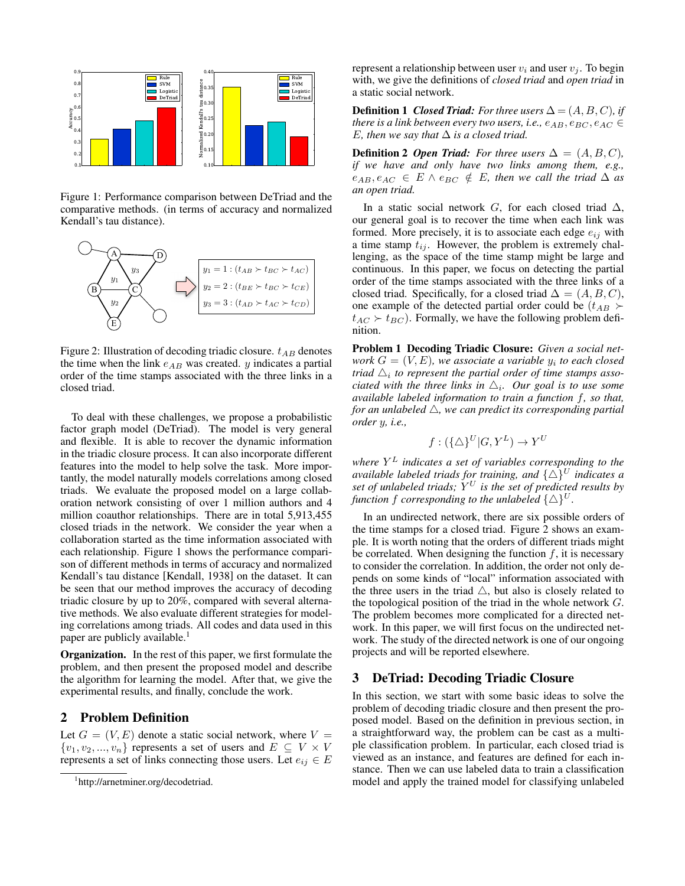Figure 1: Performance comparison between DeTriad and the comparative methods. (in terms of accuracy and normalized Kendall's tau distance).

Figure 2: Illustration of decoding triadic closure. $t_{AB}$ denotes the time when the link $e_{AB}$ was created. $y$ indicates a partial order of the time stamps associated with the three links in a closed triad.

To deal with these challenges, we propose a probabilistic factor graph model (DeTriad). The model is very general and flexible. It is able to recover the dynamic information in the triadic closure process. It can also incorporate different features into the model to help solve the task. More importantly, the model naturally models correlations among closed triads. We evaluate the proposed model on a large collaboration network consisting of over 1 million authors and 4 million coauthor relationships. There are in total 5,913,455 closed triads in the network. We consider the year when a collaboration started as the time information associated with each relationship. Figure 1 shows the performance comparison of different methods in terms of accuracy and normalized Kendall's tau distance [Kendall, 1938] on the dataset. It can be seen that our method improves the accuracy of decoding triadic closure by up to 20%, compared with several alternative methods. We also evaluate different strategies for modeling correlations among triads. All codes and data used in this paper are publicly available.[1]

**Organization.** In the rest of this paper, we first formulate the problem, and then present the proposed model and describe the algorithm for learning the model. After that, we give the experimental results, and finally, conclude the work.

## 2 Problem Definition

Let $G = (V, E)$ denote a static social network, where $V = \{v_1, v_2, ..., v_n\}$ represents a set of users and $E \subseteq V \times V$ represents a set of links connecting those users. Let $e_{ij} \in E$ represent a relationship between user $v_i$ and user $v_j$. To begin with, we give the definitions of *closed triad* and *open triad* in a static social network.

**Definition 1** ***Closed Triad:*** *For three users $\Delta = (A, B, C)$, if there is a link between every two users, i.e., $e_{AB}, e_{BC}, e_{AC} \in E$, then we say that $\Delta$ is a closed triad.*

**Definition 2** ***Open Triad:*** *For three users $\Delta = (A, B, C)$, if we have and only have two links among them, e.g., $e_{AB}, e_{AC} \in E \wedge e_{BC} \notin E$, then we call the triad $\Delta$ as an open triad.*

In a static social network $G$, for each closed triad $\Delta$, our general goal is to recover the time when each link was formed. More precisely, it is to associate each edge $e_{ij}$ with a time stamp $t_{ij}$. However, the problem is extremely challenging, as the space of the time stamp might be large and continuous. In this paper, we focus on detecting the partial order of the time stamps associated with the three links of a closed triad. Specifically, for a closed triad $\Delta = (A, B, C)$, one example of the detected partial order could be $(t_{AB} \succ t_{AC} \succ t_{BC})$. Formally, we have the following problem definition.

**Problem 1** **Decoding Triadic Closure:** *Given a social network $G = (V, E)$, we associate a variable $y_i$ to each closed triad $\triangle_i$ to represent the partial order of time stamps associated with the three links in $\triangle_i$. Our goal is to use some available labeled information to train a function $f$, so that, for an unlabeled $\triangle$, we can predict its corresponding partial order $y$, i.e.,*

$$f : (\{\triangle\}^U | G, Y^L) \rightarrow Y^U$$

*where $Y^L$ indicates a set of variables corresponding to the available labeled triads for training, and $\{\triangle\}^U$ indicates a set of unlabeled triads; $Y^U$ is the set of predicted results by function $f$ corresponding to the unlabeled $\{\triangle\}^U$.*

In an undirected network, there are six possible orders of the time stamps for a closed triad. Figure 2 shows an example. It is worth noting that the orders of different triads might be correlated. When designing the function $f$, it is necessary to consider the correlation. In addition, the order not only depends on some kinds of "local" information associated with the three users in the triad $\triangle$, but also is closely related to the topological position of the triad in the whole network $G$. The problem becomes more complicated for a directed network. In this paper, we will first focus on the undirected network. The study of the directed network is one of our ongoing projects and will be reported elsewhere.

## 3 DeTriad: Decoding Triadic Closure

In this section, we start with some basic ideas to solve the problem of decoding triadic closure and then present the proposed model. Based on the definition in previous section, in a straightforward way, the problem can be cast as a multiple classification problem. In particular, each closed triad is viewed as an instance, and features are defined for each instance. Then we can use labeled data to train a classification model and apply the trained model for classifying unlabeled

[1] http://arnetminer.org/decodetriad.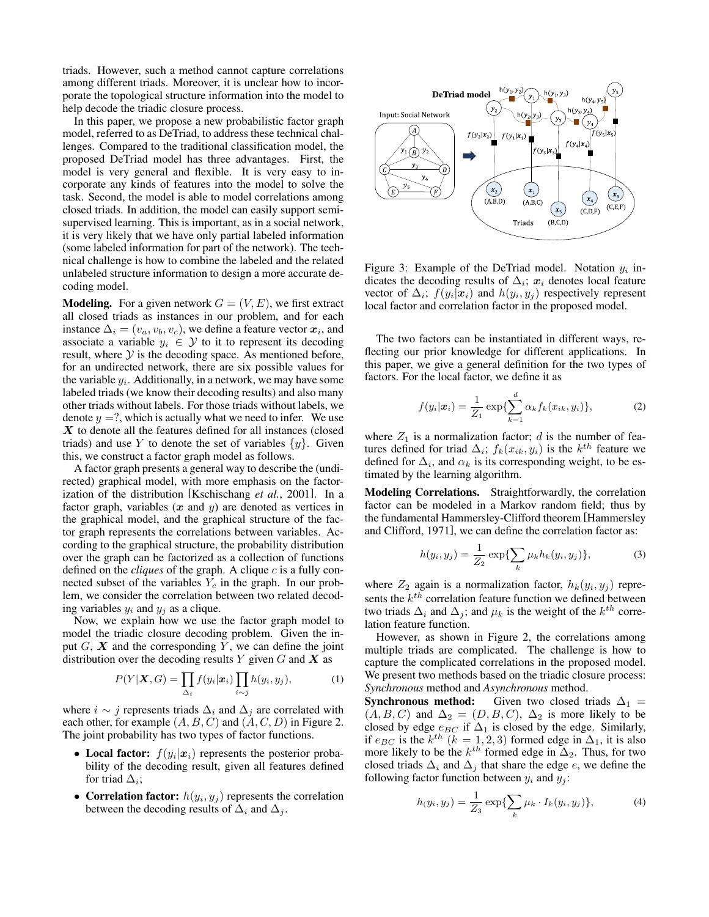triads. However, such a method cannot capture correlations among different triads. Moreover, it is unclear how to incorporate the topological structure information into the model to help decode the triadic closure process.

In this paper, we propose a new probabilistic factor graph model, referred to as DeTriad, to address these technical challenges. Compared to the traditional classification model, the proposed DeTriad model has three advantages. First, the model is very general and flexible. It is very easy to incorporate any kinds of features into the model to solve the task. Second, the model is able to model correlations among closed triads. In addition, the model can easily support semi-supervised learning. This is important, as in a social network, it is very likely that we have only partial labeled information (some labeled information for part of the network). The technical challenge is how to combine the labeled and the related unlabeled structure information to design a more accurate decoding model.

**Modeling.** For a given network $G = (V, E)$, we first extract all closed triads as instances in our problem, and for each instance $\Delta_i = (v_a, v_b, v_c)$, we define a feature vector $\boldsymbol{x}_i$, and associate a variable $y_i \in \mathcal{Y}$ to it to represent its decoding result, where $\mathcal{Y}$ is the decoding space. As mentioned before, for an undirected network, there are six possible values for the variable $y_i$. Additionally, in a network, we may have some labeled triads (we know their decoding results) and also many other triads without labels. For those triads without labels, we denote $y = ?$, which is actually what we need to infer. We use $\boldsymbol{X}$ to denote all the features defined for all instances (closed triads) and use $Y$ to denote the set of variables $\{y\}$. Given this, we construct a factor graph model as follows.

A factor graph presents a general way to describe the (undirected) graphical model, with more emphasis on the factorization of the distribution [Kschischang *et al.*, 2001]. In a factor graph, variables ($\boldsymbol{x}$ and $y$) are denoted as vertices in the graphical model, and the graphical structure of the factor graph represents the correlations between variables. According to the graphical structure, the probability distribution over the graph can be factorized as a collection of functions defined on the *cliques* of the graph. A clique $c$ is a fully connected subset of the variables $Y_c$ in the graph. In our problem, we consider the correlation between two related decoding variables $y_i$ and $y_j$ as a clique.

Now, we explain how we use the factor graph model to model the triadic closure decoding problem. Given the input $G$, $\boldsymbol{X}$ and the corresponding $Y$, we can define the joint distribution over the decoding results $Y$ given $G$ and $\boldsymbol{X}$ as

$$P(Y|\boldsymbol{X}, G) = \prod_{\Delta_i} f(y_i|\boldsymbol{x}_i) \prod_{i \sim j} h(y_i, y_j), \tag{1}$$

where $i \sim j$ represents triads $\Delta_i$ and $\Delta_j$ are correlated with each other, for example $(A, B, C)$ and $(A, C, D)$ in Figure 2. The joint probability has two types of factor functions.

- **Local factor:** $f(y_i|\boldsymbol{x}_i)$ represents the posterior probability of the decoding result, given all features defined for triad $\Delta_i$;
- **Correlation factor:** $h(y_i, y_j)$ represents the correlation between the decoding results of $\Delta_i$ and $\Delta_j$.

Figure 3: Example of the DeTriad model. Notation $y_i$ indicates the decoding results of $\Delta_i$; $\boldsymbol{x}_i$ denotes local feature vector of $\Delta_i$; $f(y_i|\boldsymbol{x}_i)$ and $h(y_i, y_j)$ respectively represent local factor and correlation factor in the proposed model.

The two factors can be instantiated in different ways, reflecting our prior knowledge for different applications. In this paper, we give a general definition for the two types of factors. For the local factor, we define it as

$$f(y_i|\boldsymbol{x}_i) = \frac{1}{Z_1} \exp\{\sum_{k=1}^{d} \alpha_k f_k(x_{ik}, y_i)\}, \tag{2}$$

where $Z_1$ is a normalization factor; $d$ is the number of features defined for triad $\Delta_i$; $f_k(x_{ik}, y_i)$ is the $k^{th}$ feature we defined for $\Delta_i$, and $\alpha_k$ is its corresponding weight, to be estimated by the learning algorithm.

**Modeling Correlations.** Straightforwardly, the correlation factor can be modeled in a Markov random field; thus by the fundamental Hammersley-Clifford theorem [Hammersley and Clifford, 1971], we can define the correlation factor as:

$$h(y_i, y_j) = \frac{1}{Z_2} \exp\{\sum_{k} \mu_k h_k(y_i, y_j)\}, \tag{3}$$

where $Z_2$ again is a normalization factor, $h_k(y_i, y_j)$ represents the $k^{th}$ correlation feature function we defined between two triads $\Delta_i$ and $\Delta_j$; and $\mu_k$ is the weight of the $k^{th}$ correlation feature function.

However, as shown in Figure 2, the correlations among multiple triads are complicated. The challenge is how to capture the complicated correlations in the proposed model. We present two methods based on the triadic closure process: *Synchronous* method and *Asynchronous* method.

**Synchronous method:** Given two closed triads $\Delta_1 = (A, B, C)$ and $\Delta_2 = (D, B, C)$, $\Delta_2$ is more likely to be closed by edge $e_{BC}$ if $\Delta_1$ is closed by the edge. Similarly, if $e_{BC}$ is the $k^{th}$ ($k = 1, 2, 3$) formed edge in $\Delta_1$, it is also more likely to be the $k^{th}$ formed edge in $\Delta_2$. Thus, for two closed triads $\Delta_i$ and $\Delta_j$ that share the edge $e$, we define the following factor function between $y_i$ and $y_j$:

$$h_{(}y_i, y_j) = \frac{1}{Z_3} \exp\{\sum_{k} \mu_k \cdot I_k(y_i, y_j)\}, \tag{4}$$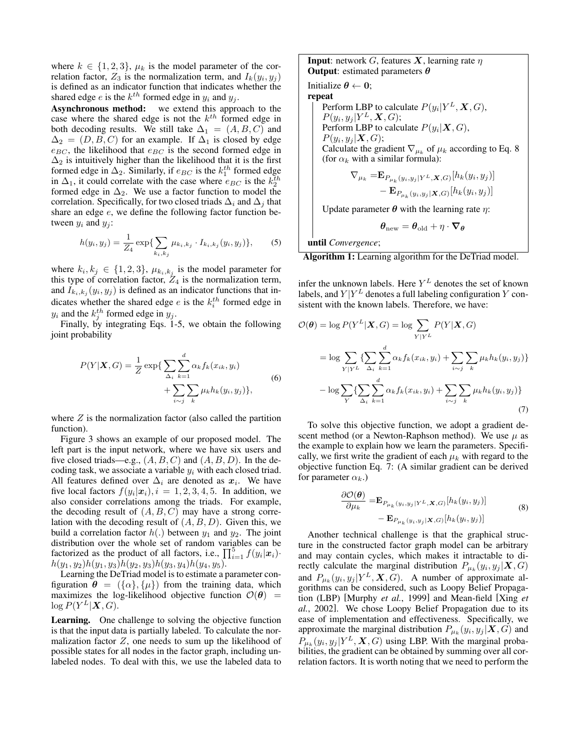where $k \in \{1, 2, 3\}$, $\mu_k$ is the model parameter of the correlation factor, $Z_3$ is the normalization term, and $I_k(y_i, y_j)$ is defined as an indicator function that indicates whether the shared edge $e$ is the $k^{th}$ formed edge in $y_i$ and $y_j$.

**Asynchronous method:** we extend this approach to the case where the shared edge is not the $k^{th}$ formed edge in both decoding results. We still take $\Delta_1 = (A, B, C)$ and $\Delta_2 = (D, B, C)$ for an example. If $\Delta_1$ is closed by edge $e_{BC}$, the likelihood that $e_{BC}$ is the second formed edge in $\Delta_2$ is intuitively higher than the likelihood that it is the first formed edge in $\Delta_2$. Similarly, if $e_{BC}$ is the $k_1^{th}$ formed edge in $\Delta_1$, it could correlate with the case where $e_{BC}$ is the $k_2^{th}$ formed edge in $\Delta_2$. We use a factor function to model the correlation. Specifically, for two closed triads $\Delta_i$ and $\Delta_j$ that share an edge $e$, we define the following factor function between $y_i$ and $y_j$:

$$h(y_i, y_j) = \frac{1}{Z_4} \exp\{\sum_{k_i, k_j} \mu_{k_i, k_j} \cdot I_{k_i, k_j}(y_i, y_j)\}, \tag{5}$$

where $k_i, k_j \in \{1, 2, 3\}$, $\mu_{k_i, k_j}$ is the model parameter for this type of correlation factor, $Z_4$ is the normalization term, and $I_{k_i, k_j}(y_i, y_j)$ is defined as an indicator functions that indicates whether the shared edge $e$ is the $k_i^{th}$ formed edge in $y_i$ and the $k_j^{th}$ formed edge in $y_j$.

Finally, by integrating Eqs. 1-5, we obtain the following joint probability

$$P(Y|\boldsymbol{X}, G) = \frac{1}{Z} \exp\{\sum_{\Delta_i} \sum_{k=1}^{d} \alpha_k f_k(x_{ik}, y_i) + \sum_{i \sim j} \sum_{k} \mu_k h_k(y_i, y_j)\}, \tag{6}$$

where $Z$ is the normalization factor (also called the partition function).

Figure 3 shows an example of our proposed model. The left part is the input network, where we have six users and five closed triads—e.g., $(A, B, C)$ and $(A, B, D)$. In the decoding task, we associate a variable $y_i$ with each closed triad. All features defined over $\Delta_i$ are denoted as $\boldsymbol{x}_i$. We have five local factors $f(y_i|\boldsymbol{x}_i), i = 1, 2, 3, 4, 5$. In addition, we also consider correlations among the triads. For example, the decoding result of $(A, B, C)$ may have a strong correlation with the decoding result of $(A, B, D)$. Given this, we build a correlation factor $h(.)$ between $y_1$ and $y_2$. The joint distribution over the whole set of random variables can be factorized as the product of all factors, i.e., $\prod_{i=1}^{5} f(y_i|\boldsymbol{x}_i) \cdot h(y_1, y_2)h(y_1, y_3)h(y_2, y_3)h(y_3, y_4)h(y_4, y_5)$.

Learning the DeTriad model is to estimate a parameter configuration $\boldsymbol{\theta} = (\{\alpha\}, \{\mu\})$ from the training data, which maximizes the log-likelihood objective function $\mathcal{O}(\boldsymbol{\theta}) = \log P(Y^L|\boldsymbol{X}, G)$.

**Learning.** One challenge to solving the objective function is that the input data is partially labeled. To calculate the normalization factor $Z$, one needs to sum up the likelihood of possible states for all nodes in the factor graph, including unlabeled nodes. To deal with this, we use the labeled data to infer the unknown labels. Here $Y^L$ denotes the set of known labels, and $Y|Y^L$ denotes a full labeling configuration $Y$ consistent with the known labels. Therefore, we have:

$$\begin{aligned}
\mathcal{O}(\boldsymbol{\theta}) &= \log P(Y^L|\boldsymbol{X}, G) = \log \sum_{Y|Y^L} P(Y|\boldsymbol{X}, G) \\
&= \log \sum_{Y|Y^L} \{\sum_{\Delta_i} \sum_{k=1}^{d} \alpha_k f_k(x_{ik}, y_i) + \sum_{i \sim j} \sum_{k} \mu_k h_k(y_i, y_j)\} \\
&- \log \sum_{Y} \{\sum_{\Delta_i} \sum_{k=1}^{d} \alpha_k f_k(x_{ik}, y_i) + \sum_{i \sim j} \sum_{k} \mu_k h_k(y_i, y_j)\}
\end{aligned} \tag{7}$$

To solve this objective function, we adopt a gradient descent method (or a Newton-Raphson method). We use $\mu$ as the example to explain how we learn the parameters. Specifically, we first write the gradient of each $\mu_k$ with regard to the objective function Eq. 7: (A similar gradient can be derived for parameter $\alpha_k$.)

$$\begin{aligned}
\frac{\partial \mathcal{O}(\boldsymbol{\theta})}{\partial \mu_k} = &\mathbf{E}_{P_{\mu_k}(y_i, y_j|Y^L, \boldsymbol{X}, G)}[h_k(y_i, y_j)] \\
&- \mathbf{E}_{P_{\mu_k}(y_i, y_j|\boldsymbol{X}, G)}[h_k(y_i, y_j)]
\end{aligned} \tag{8}$$

Another technical challenge is that the graphical structure in the constructed factor graph model can be arbitrary and may contain cycles, which makes it intractable to directly calculate the marginal distribution $P_{\mu_k}(y_i, y_j|\boldsymbol{X}, G)$ and $P_{\mu_k}(y_i, y_j|Y^L, \boldsymbol{X}, G)$. A number of approximate algorithms can be considered, such as Loopy Belief Propagation (LBP) [Murphy *et al.*, 1999] and Mean-field [Xing *et al.*, 2002]. We chose Loopy Belief Propagation due to its ease of implementation and effectiveness. Specifically, we approximate the marginal distribution $P_{\mu_k}(y_i, y_j|\boldsymbol{X}, G)$ and $P_{\mu_k}(y_i, y_j|Y^L, \boldsymbol{X}, G)$ using LBP. With the marginal probabilities, the gradient can be obtained by summing over all correlation factors. It is worth noting that we need to perform the

```
Input: network G, features X, learning rate η
Output: estimated parameters θ
Initialize θ ← 0;
repeat
    Perform LBP to calculate P(y_i|Y^L, X, G), P(y_i, y_j|Y^L, X, G);
    Perform LBP to calculate P(y_i|X, G), P(y_i, y_j|X, G);
    Calculate the gradient ∇_{μ_k} of μ_k according to Eq. 8
    (for α_k with a similar formula):
        ∇_{μ_k} = E_{P_{μ_k}(y_i,y_j|Y^L,X,G)}[h_k(y_i, y_j)]
                 − E_{P_{μ_k}(y_i,y_j|X,G)}[h_k(y_i, y_j)]
    Update parameter θ with the learning rate η:
        θ_new = θ_old + η · ∇_θ
until Convergence;
```

**Algorithm 1:** Learning algorithm for the DeTriad model.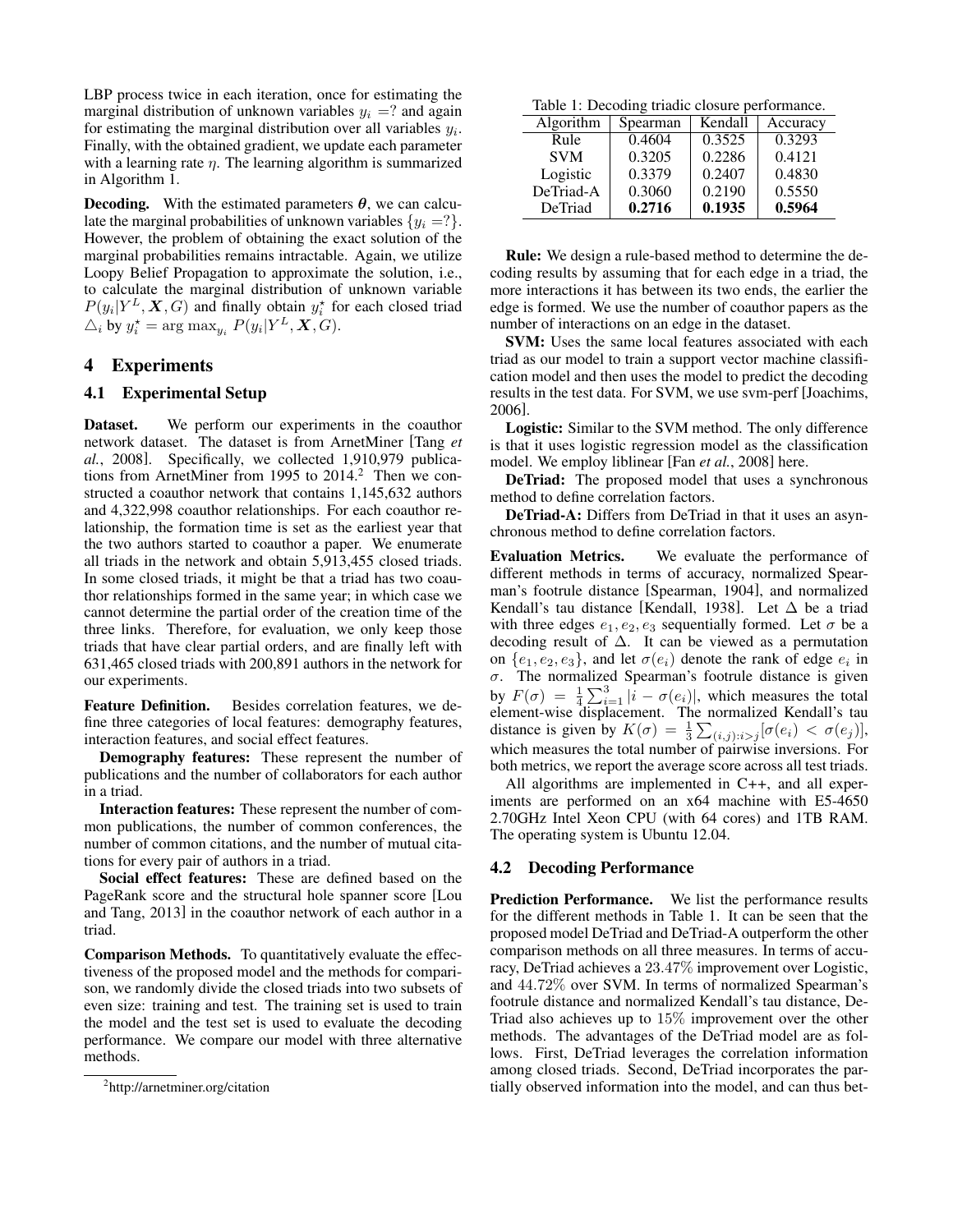LBP process twice in each iteration, once for estimating the marginal distribution of unknown variables $y_i = ?$ and again for estimating the marginal distribution over all variables $y_i$. Finally, with the obtained gradient, we update each parameter with a learning rate $\eta$. The learning algorithm is summarized in Algorithm 1.

**Decoding.** With the estimated parameters $\boldsymbol{\theta}$, we can calculate the marginal probabilities of unknown variables $\{y_i = ?\}$. However, the problem of obtaining the exact solution of the marginal probabilities remains intractable. Again, we utilize Loopy Belief Propagation to approximate the solution, i.e., to calculate the marginal distribution of unknown variable $P(y_i|Y^L, \boldsymbol{X}, G)$ and finally obtain $y_i^\star$ for each closed triad $\triangle_i$ by $y_i^\star = \arg\max_{y_i} P(y_i|Y^L, \boldsymbol{X}, G)$.

## 4 Experiments

### 4.1 Experimental Setup

**Dataset.** We perform our experiments in the coauthor network dataset. The dataset is from ArnetMiner [Tang *et al.*, 2008]. Specifically, we collected 1,910,979 publications from ArnetMiner from 1995 to 2014.[2] Then we constructed a coauthor network that contains 1,145,632 authors and 4,322,998 coauthor relationships. For each coauthor relationship, the formation time is set as the earliest year that the two authors started to coauthor a paper. We enumerate all triads in the network and obtain 5,913,455 closed triads. In some closed triads, it might be that a triad has two coauthor relationships formed in the same year; in which case we cannot determine the partial order of the creation time of the three links. Therefore, for evaluation, we only keep those triads that have clear partial orders, and are finally left with 631,465 closed triads with 200,891 authors in the network for our experiments.

**Feature Definition.** Besides correlation features, we define three categories of local features: demography features, interaction features, and social effect features.

**Demography features:** These represent the number of publications and the number of collaborators for each author in a triad.

**Interaction features:** These represent the number of common publications, the number of common conferences, the number of common citations, and the number of mutual citations for every pair of authors in a triad.

**Social effect features:** These are defined based on the PageRank score and the structural hole spanner score [Lou and Tang, 2013] in the coauthor network of each author in a triad.

**Comparison Methods.** To quantitatively evaluate the effectiveness of the proposed model and the methods for comparison, we randomly divide the closed triads into two subsets of even size: training and test. The training set is used to train the model and the test set is used to evaluate the decoding performance. We compare our model with three alternative methods.

[2] http://arnetminer.org/citation

Table 1: Decoding triadic closure performance.

| Algorithm | Spearman | Kendall | Accuracy |
|---|---|---|---|
| Rule | 0.4604 | 0.3525 | 0.3293 |
| SVM | 0.3205 | 0.2286 | 0.4121 |
| Logistic | 0.3379 | 0.2407 | 0.4830 |
| DeTriad-A | 0.3060 | 0.2190 | 0.5550 |
| DeTriad | **0.2716** | **0.1935** | **0.5964** |

**Rule:** We design a rule-based method to determine the decoding results by assuming that for each edge in a triad, the more interactions it has between its two ends, the earlier the edge is formed. We use the number of coauthor papers as the number of interactions on an edge in the dataset.

**SVM:** Uses the same local features associated with each triad as our model to train a support vector machine classification model and then uses the model to predict the decoding results in the test data. For SVM, we use svm-perf [Joachims, 2006].

**Logistic:** Similar to the SVM method. The only difference is that it uses logistic regression model as the classification model. We employ liblinear [Fan *et al.*, 2008] here.

**DeTriad:** The proposed model that uses a synchronous method to define correlation factors.

**DeTriad-A:** Differs from DeTriad in that it uses an asynchronous method to define correlation factors.

**Evaluation Metrics.** We evaluate the performance of different methods in terms of accuracy, normalized Spearman's footrule distance [Spearman, 1904], and normalized Kendall's tau distance [Kendall, 1938]. Let $\Delta$ be a triad with three edges $e_1, e_2, e_3$ sequentially formed. Let $\sigma$ be a decoding result of $\Delta$. It can be viewed as a permutation on $\{e_1, e_2, e_3\}$, and let $\sigma(e_i)$ denote the rank of edge $e_i$ in $\sigma$. The normalized Spearman's footrule distance is given by $F(\sigma) = \frac{1}{4}\sum_{i=1}^{3}|i - \sigma(e_i)|$, which measures the total element-wise displacement. The normalized Kendall's tau distance is given by $K(\sigma) = \frac{1}{3}\sum_{(i,j):i>j}[\sigma(e_i) < \sigma(e_j)]$, which measures the total number of pairwise inversions. For both metrics, we report the average score across all test triads.

All algorithms are implemented in C++, and all experiments are performed on an x64 machine with E5-4650 2.70GHz Intel Xeon CPU (with 64 cores) and 1TB RAM. The operating system is Ubuntu 12.04.

### 4.2 Decoding Performance

**Prediction Performance.** We list the performance results for the different methods in Table 1. It can be seen that the proposed model DeTriad and DeTriad-A outperform the other comparison methods on all three measures. In terms of accuracy, DeTriad achieves a $23.47\%$ improvement over Logistic, and $44.72\%$ over SVM. In terms of normalized Spearman's footrule distance and normalized Kendall's tau distance, DeTriad also achieves up to $15\%$ improvement over the other methods. The advantages of the DeTriad model are as follows. First, DeTriad leverages the correlation information among closed triads. Second, DeTriad incorporates the partially observed information into the model, and can thus bet-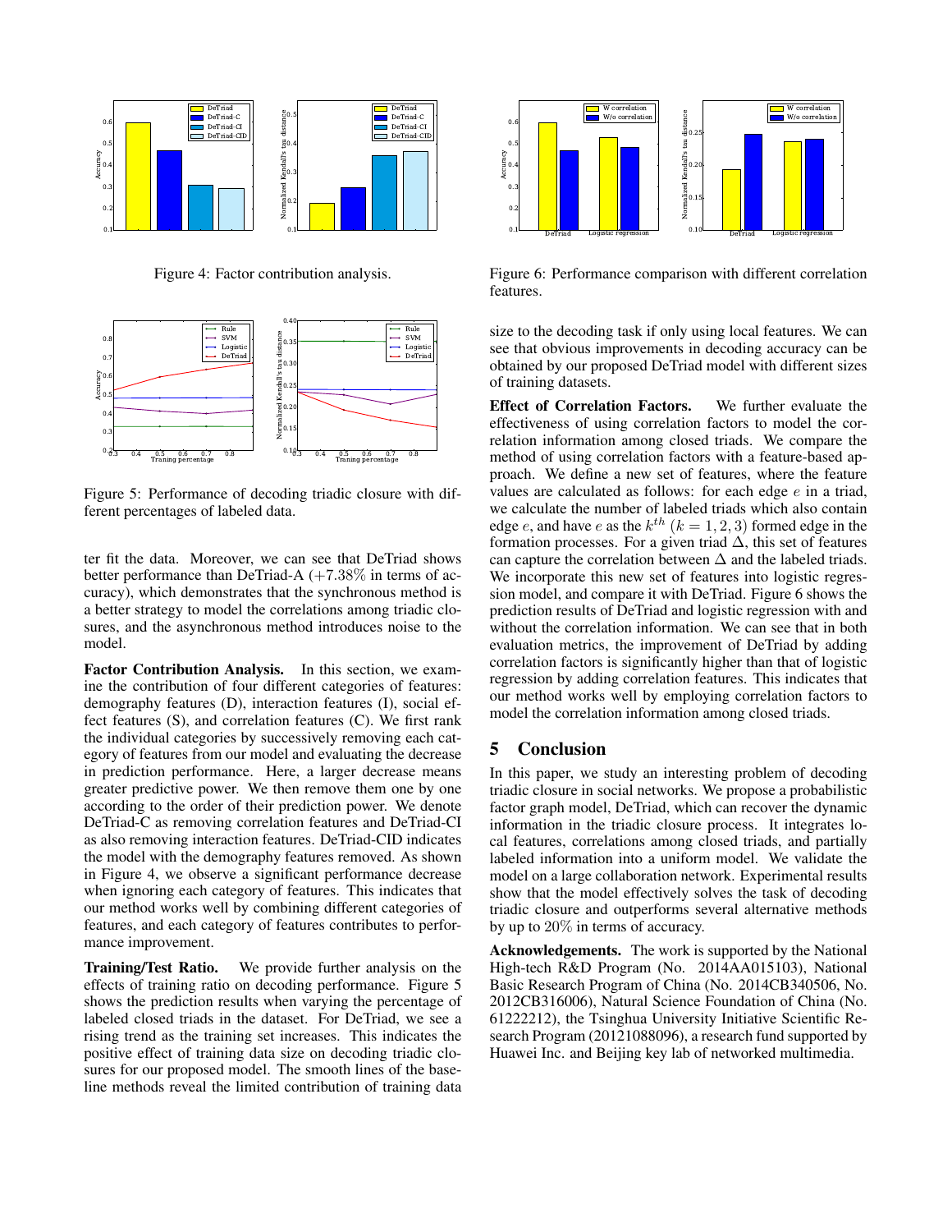Figure 4: Factor contribution analysis.

Figure 5: Performance of decoding triadic closure with different percentages of labeled data.

ter fit the data. Moreover, we can see that DeTriad shows better performance than DeTriad-A ($+7.38\%$ in terms of accuracy), which demonstrates that the synchronous method is a better strategy to model the correlations among triadic closures, and the asynchronous method introduces noise to the model.

**Factor Contribution Analysis.** In this section, we examine the contribution of four different categories of features: demography features (D), interaction features (I), social effect features (S), and correlation features (C). We first rank the individual categories by successively removing each category of features from our model and evaluating the decrease in prediction performance. Here, a larger decrease means greater predictive power. We then remove them one by one according to the order of their prediction power. We denote DeTriad-C as removing correlation features and DeTriad-CI as also removing interaction features. DeTriad-CID indicates the model with the demography features removed. As shown in Figure 4, we observe a significant performance decrease when ignoring each category of features. This indicates that our method works well by combining different categories of features, and each category of features contributes to performance improvement.

**Training/Test Ratio.** We provide further analysis on the effects of training ratio on decoding performance. Figure 5 shows the prediction results when varying the percentage of labeled closed triads in the dataset. For DeTriad, we see a rising trend as the training set increases. This indicates the positive effect of training data size on decoding triadic closures for our proposed model. The smooth lines of the baseline methods reveal the limited contribution of training data size to the decoding task if only using local features. We can see that obvious improvements in decoding accuracy can be obtained by our proposed DeTriad model with different sizes of training datasets.

Figure 6: Performance comparison with different correlation features.

**Effect of Correlation Factors.** We further evaluate the effectiveness of using correlation factors to model the correlation information among closed triads. We compare the method of using correlation factors with a feature-based approach. We define a new set of features, where the feature values are calculated as follows: for each edge $e$ in a triad, we calculate the number of labeled triads which also contain edge $e$, and have $e$ as the $k^{th}$ ($k = 1, 2, 3$) formed edge in the formation processes. For a given triad $\Delta$, this set of features can capture the correlation between $\Delta$ and the labeled triads. We incorporate this new set of features into logistic regression model, and compare it with DeTriad. Figure 6 shows the prediction results of DeTriad and logistic regression with and without the correlation information. We can see that in both evaluation metrics, the improvement of DeTriad by adding correlation factors is significantly higher than that of logistic regression by adding correlation features. This indicates that our method works well by employing correlation factors to model the correlation information among closed triads.

## 5 Conclusion

In this paper, we study an interesting problem of decoding triadic closure in social networks. We propose a probabilistic factor graph model, DeTriad, which can recover the dynamic information in the triadic closure process. It integrates local features, correlations among closed triads, and partially labeled information into a uniform model. We validate the model on a large collaboration network. Experimental results show that the model effectively solves the task of decoding triadic closure and outperforms several alternative methods by up to $20\%$ in terms of accuracy.

**Acknowledgements.** The work is supported by the National High-tech R&D Program (No. 2014AA015103), National Basic Research Program of China (No. 2014CB340506, No. 2012CB316006), Natural Science Foundation of China (No. 61222212), the Tsinghua University Initiative Scientific Research Program (20121088096), a research fund supported by Huawei Inc. and Beijing key lab of networked multimedia.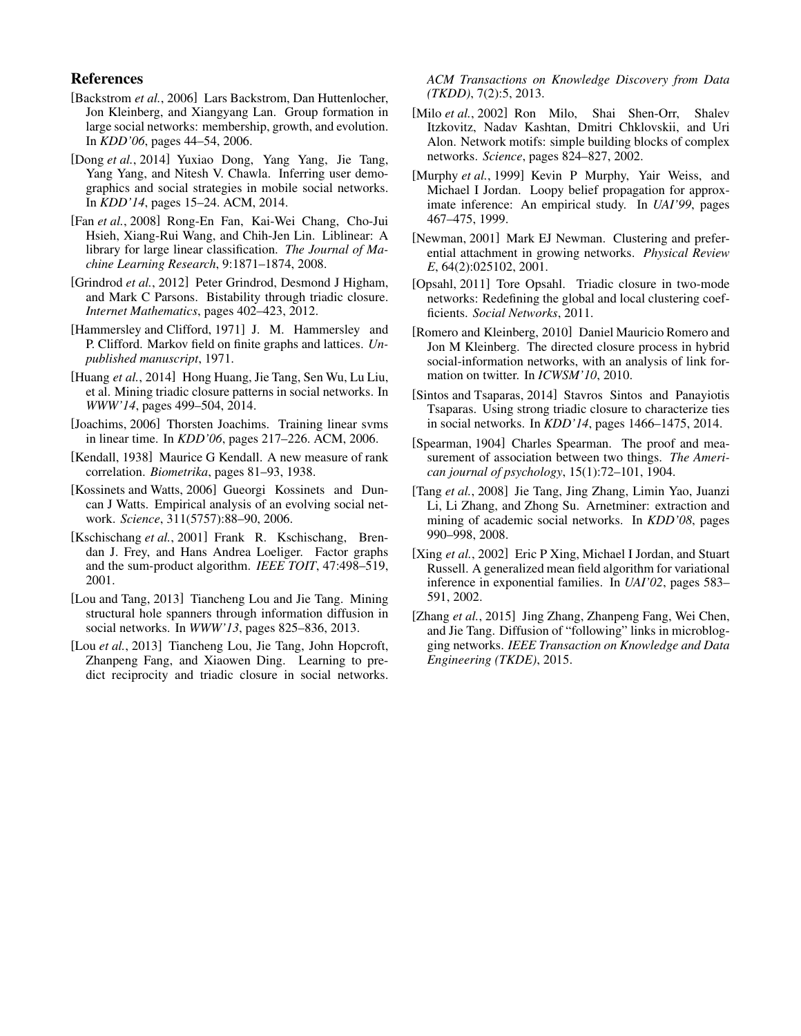## References

[Backstrom *et al.*, 2006] Lars Backstrom, Dan Huttenlocher, Jon Kleinberg, and Xiangyang Lan. Group formation in large social networks: membership, growth, and evolution. In *KDD'06*, pages 44–54, 2006.

[Dong *et al.*, 2014] Yuxiao Dong, Yang Yang, Jie Tang, Yang Yang, and Nitesh V. Chawla. Inferring user demographics and social strategies in mobile social networks. In *KDD'14*, pages 15–24. ACM, 2014.

[Fan *et al.*, 2008] Rong-En Fan, Kai-Wei Chang, Cho-Jui Hsieh, Xiang-Rui Wang, and Chih-Jen Lin. Liblinear: A library for large linear classification. *The Journal of Machine Learning Research*, 9:1871–1874, 2008.

[Grindrod *et al.*, 2012] Peter Grindrod, Desmond J Higham, and Mark C Parsons. Bistability through triadic closure. *Internet Mathematics*, pages 402–423, 2012.

[Hammersley and Clifford, 1971] J. M. Hammersley and P. Clifford. Markov field on finite graphs and lattices. *Unpublished manuscript*, 1971.

[Huang *et al.*, 2014] Hong Huang, Jie Tang, Sen Wu, Lu Liu, et al. Mining triadic closure patterns in social networks. In *WWW'14*, pages 499–504, 2014.

[Joachims, 2006] Thorsten Joachims. Training linear svms in linear time. In *KDD'06*, pages 217–226. ACM, 2006.

[Kendall, 1938] Maurice G Kendall. A new measure of rank correlation. *Biometrika*, pages 81–93, 1938.

[Kossinets and Watts, 2006] Gueorgi Kossinets and Duncan J Watts. Empirical analysis of an evolving social network. *Science*, 311(5757):88–90, 2006.

[Kschischang *et al.*, 2001] Frank R. Kschischang, Brendan J. Frey, and Hans Andrea Loeliger. Factor graphs and the sum-product algorithm. *IEEE TOIT*, 47:498–519, 2001.

[Lou and Tang, 2013] Tiancheng Lou and Jie Tang. Mining structural hole spanners through information diffusion in social networks. In *WWW'13*, pages 825–836, 2013.

[Lou *et al.*, 2013] Tiancheng Lou, Jie Tang, John Hopcroft, Zhanpeng Fang, and Xiaowen Ding. Learning to predict reciprocity and triadic closure in social networks. *ACM Transactions on Knowledge Discovery from Data (TKDD)*, 7(2):5, 2013.

[Milo *et al.*, 2002] Ron Milo, Shai Shen-Orr, Shalev Itzkovitz, Nadav Kashtan, Dmitri Chklovskii, and Uri Alon. Network motifs: simple building blocks of complex networks. *Science*, pages 824–827, 2002.

[Murphy *et al.*, 1999] Kevin P Murphy, Yair Weiss, and Michael I Jordan. Loopy belief propagation for approximate inference: An empirical study. In *UAI'99*, pages 467–475, 1999.

[Newman, 2001] Mark EJ Newman. Clustering and preferential attachment in growing networks. *Physical Review E*, 64(2):025102, 2001.

[Opsahl, 2011] Tore Opsahl. Triadic closure in two-mode networks: Redefining the global and local clustering coefficients. *Social Networks*, 2011.

[Romero and Kleinberg, 2010] Daniel Mauricio Romero and Jon M Kleinberg. The directed closure process in hybrid social-information networks, with an analysis of link formation on twitter. In *ICWSM'10*, 2010.

[Sintos and Tsaparas, 2014] Stavros Sintos and Panayiotis Tsaparas. Using strong triadic closure to characterize ties in social networks. In *KDD'14*, pages 1466–1475, 2014.

[Spearman, 1904] Charles Spearman. The proof and measurement of association between two things. *The American journal of psychology*, 15(1):72–101, 1904.

[Tang *et al.*, 2008] Jie Tang, Jing Zhang, Limin Yao, Juanzi Li, Li Zhang, and Zhong Su. Arnetminer: extraction and mining of academic social networks. In *KDD'08*, pages 990–998, 2008.

[Xing *et al.*, 2002] Eric P Xing, Michael I Jordan, and Stuart Russell. A generalized mean field algorithm for variational inference in exponential families. In *UAI'02*, pages 583–591, 2002.

[Zhang *et al.*, 2015] Jing Zhang, Zhanpeng Fang, Wei Chen, and Jie Tang. Diffusion of "following" links in microblogging networks. *IEEE Transaction on Knowledge and Data Engineering (TKDE)*, 2015.